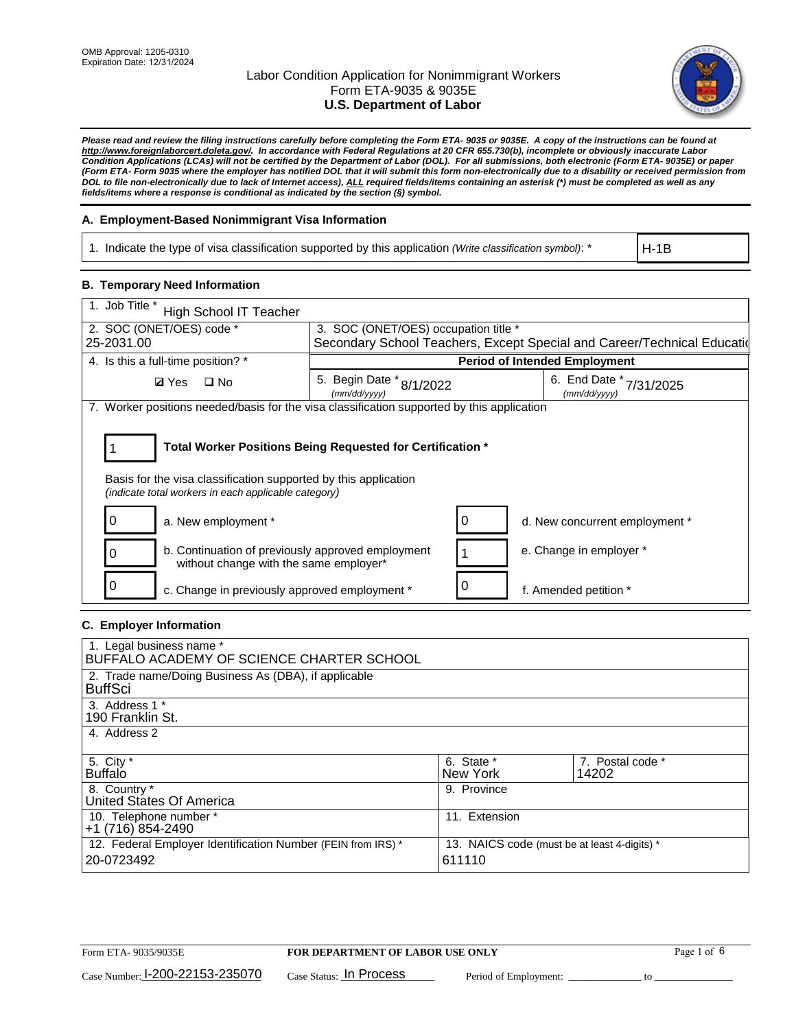OMB Approval: 1205-0310
Expiration Date: 12/31/2024

# Labor Condition Application for Nonimmigrant Workers
## Form ETA-9035 & 9035E
## U.S. Department of Labor

***Please read and review the filing instructions carefully before completing the Form ETA- 9035 or 9035E. A copy of the instructions can be found at http://www.foreignlaborcert.doleta.gov/. In accordance with Federal Regulations at 20 CFR 655.730(b), incomplete or obviously inaccurate Labor Condition Applications (LCAs) will not be certified by the Department of Labor (DOL). For all submissions, both electronic (Form ETA- 9035E) or paper (Form ETA- Form 9035 where the employer has notified DOL that it will submit this form non-electronically due to a disability or received permission from DOL to file non-electronically due to lack of Internet access), ALL required fields/items containing an asterisk (*) must be completed as well as any fields/items where a response is conditional as indicated by the section (§) symbol.***

### A. Employment-Based Nonimmigrant Visa Information

1. Indicate the type of visa classification supported by this application *(Write classification symbol)*: * H-1B

### B. Temporary Need Information

| 1. Job Title * High School IT Teacher | | |
|---|---|---|
| 2. SOC (ONET/OES) code * 25-2031.00 | 3. SOC (ONET/OES) occupation title * Secondary School Teachers, Except Special and Career/Technical Educatio | |
| 4. Is this a full-time position? * | **Period of Intended Employment** | |
| ☑ Yes ☐ No | 5. Begin Date * (mm/dd/yyyy) 8/1/2022 | 6. End Date * (mm/dd/yyyy) 7/31/2025 |

7. Worker positions needed/basis for the visa classification supported by this application

1 **Total Worker Positions Being Requested for Certification ***

Basis for the visa classification supported by this application
*(indicate total workers in each applicable category)*

| | | | |
|---|---|---|---|
| 0 | a. New employment * | 0 | d. New concurrent employment * |
| 0 | b. Continuation of previously approved employment without change with the same employer* | 1 | e. Change in employer * |
| 0 | c. Change in previously approved employment * | 0 | f. Amended petition * |

### C. Employer Information

| | |
|---|---|
| 1. Legal business name * BUFFALO ACADEMY OF SCIENCE CHARTER SCHOOL | |
| 2. Trade name/Doing Business As (DBA), if applicable BuffSci | |
| 3. Address 1 * 190 Franklin St. | |
| 4. Address 2 | |
| 5. City * Buffalo | 6. State * New York / 7. Postal code * 14202 |
| 8. Country * United States Of America | 9. Province |
| 10. Telephone number * +1 (716) 854-2490 | 11. Extension |
| 12. Federal Employer Identification Number (FEIN from IRS) * 20-0723492 | 13. NAICS code (must be at least 4-digits) * 611110 |

Form ETA- 9035/9035E **FOR DEPARTMENT OF LABOR USE ONLY**

Case Number: I-200-22153-235070 Case Status: In Process Period of Employment: ____________ to ____________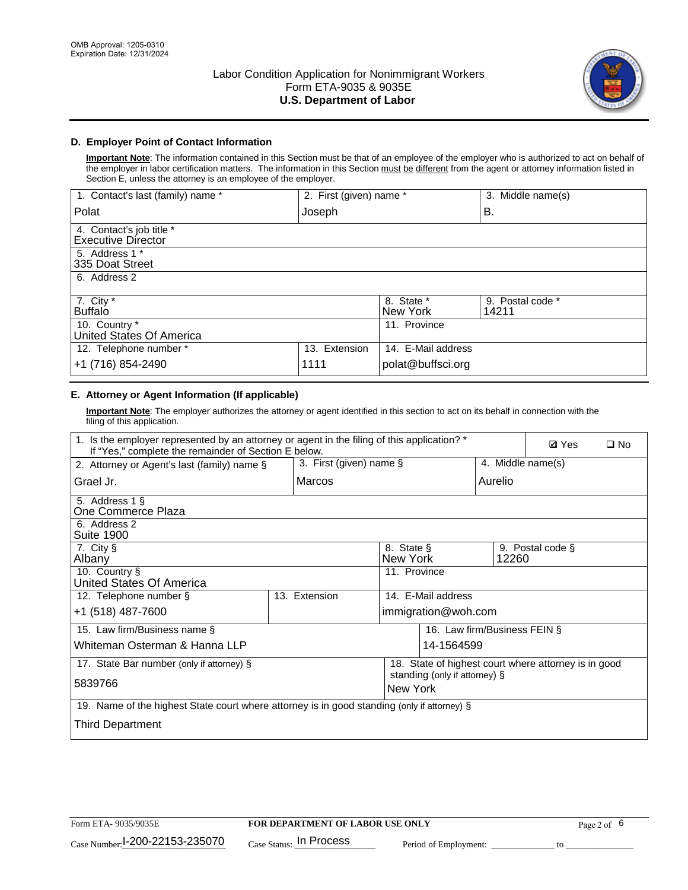Labor Condition Application for Nonimmigrant Workers
Form ETA-9035 & 9035E
**U.S. Department of Labor**

OMB Approval: 1205-0310
Expiration Date: 12/31/2024

## D. Employer Point of Contact Information

**Important Note**: The information contained in this Section must be that of an employee of the employer who is authorized to act on behalf of the employer in labor certification matters. The information in this Section must be different from the agent or attorney information listed in Section E, unless the attorney is an employee of the employer.

| 1. Contact's last (family) name * | 2. First (given) name * | 3. Middle name(s) |
|---|---|---|
| Polat | Joseph | B. |

| 4. Contact's job title * |
|---|
| Executive Director |

| 5. Address 1 * |
|---|
| 335 Doat Street |

| 6. Address 2 |
|---|
| |

| 7. City * | 8. State * | 9. Postal code * |
|---|---|---|
| Buffalo | New York | 14211 |

| 10. Country * | 11. Province |
|---|---|
| United States Of America | |

| 12. Telephone number * | 13. Extension | 14. E-Mail address |
|---|---|---|
| +1 (716) 854-2490 | 1111 | polat@buffsci.org |

## E. Attorney or Agent Information (If applicable)

**Important Note**: The employer authorizes the attorney or agent identified in this section to act on its behalf in connection with the filing of this application.

| 1. Is the employer represented by an attorney or agent in the filing of this application? * If "Yes," complete the remainder of Section E below. | ☑ Yes | ☐ No |
|---|---|---|

| 2. Attorney or Agent's last (family) name § | 3. First (given) name § | 4. Middle name(s) |
|---|---|---|
| Grael Jr. | Marcos | Aurelio |

| 5. Address 1 § |
|---|
| One Commerce Plaza |

| 6. Address 2 |
|---|
| Suite 1900 |

| 7. City § | 8. State § | 9. Postal code § |
|---|---|---|
| Albany | New York | 12260 |

| 10. Country § | 11. Province |
|---|---|
| United States Of America | |

| 12. Telephone number § | 13. Extension | 14. E-Mail address |
|---|---|---|
| +1 (518) 487-7600 | | immigration@woh.com |

| 15. Law firm/Business name § | 16. Law firm/Business FEIN § |
|---|---|
| Whiteman Osterman & Hanna LLP | 14-1564599 |

| 17. State Bar number (only if attorney) § | 18. State of highest court where attorney is in good standing (only if attorney) § |
|---|---|
| 5839766 | New York |

| 19. Name of the highest State court where attorney is in good standing (only if attorney) § |
|---|
| Third Department |

Form ETA- 9035/9035E | **FOR DEPARTMENT OF LABOR USE ONLY**

Case Number: I-200-22153-235070 | Case Status: In Process | Period of Employment: _____________ to _______________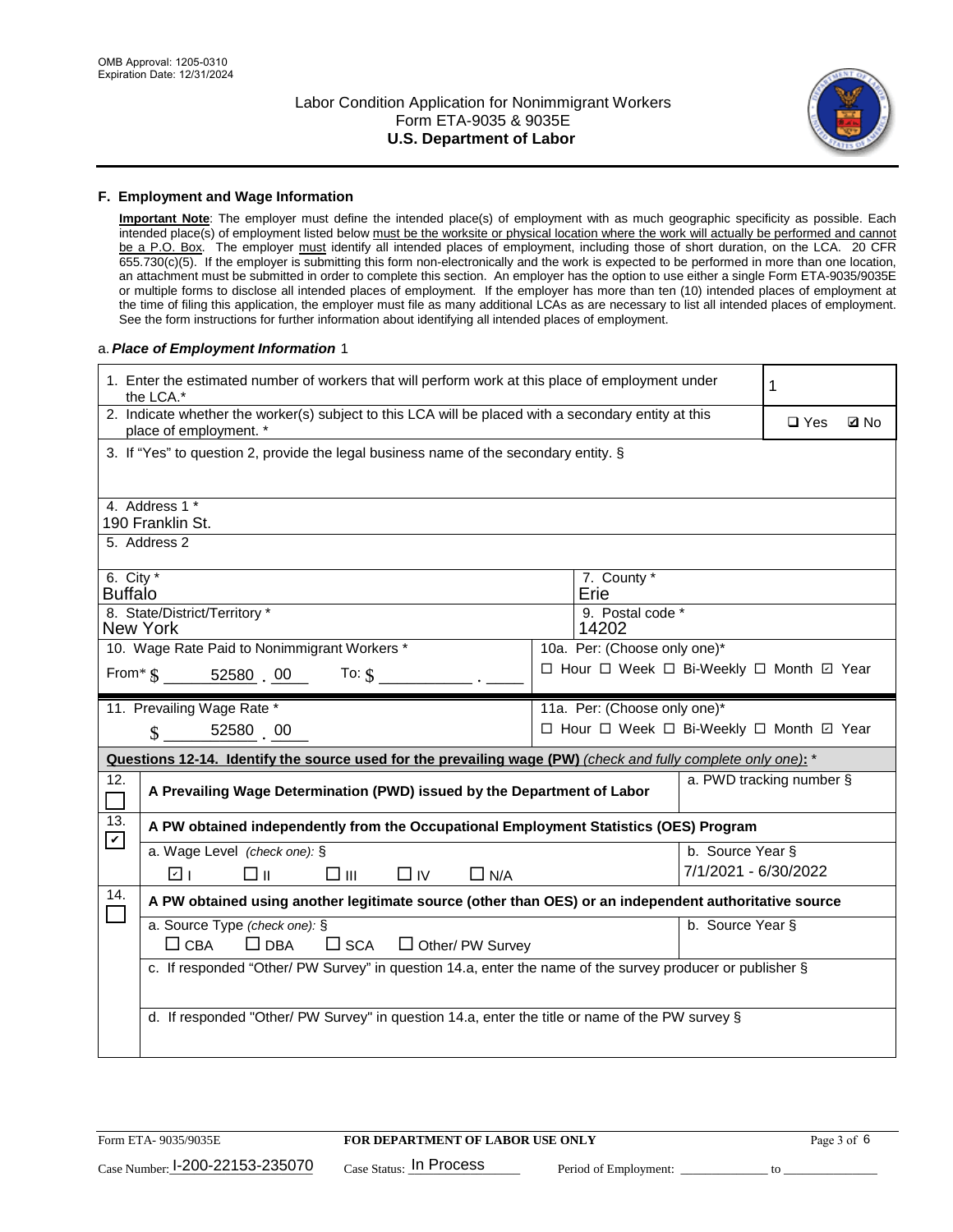## F. Employment and Wage Information

**Important Note**: The employer must define the intended place(s) of employment with as much geographic specificity as possible. Each intended place(s) of employment listed below must be the worksite or physical location where the work will actually be performed and cannot be a P.O. Box. The employer must identify all intended places of employment, including those of short duration, on the LCA. 20 CFR 655.730(c)(5). If the employer is submitting this form non-electronically and the work is expected to be performed in more than one location, an attachment must be submitted in order to complete this section. An employer has the option to use either a single Form ETA-9035/9035E or multiple forms to disclose all intended places of employment. If the employer has more than ten (10) intended places of employment at the time of filing this application, the employer must file as many additional LCAs as are necessary to list all intended places of employment. See the form instructions for further information about identifying all intended places of employment.

a. ***Place of Employment Information*** 1

| | |
|---|---|
| 1. Enter the estimated number of workers that will perform work at this place of employment under the LCA.* | 1 |
| 2. Indicate whether the worker(s) subject to this LCA will be placed with a secondary entity at this place of employment. * | ☐ Yes ☑ No |
| 3. If "Yes" to question 2, provide the legal business name of the secondary entity. § | |
| 4. Address 1 * 190 Franklin St. | |
| 5. Address 2 | |
| 6. City * Buffalo | 7. County * Erie |
| 8. State/District/Territory * New York | 9. Postal code * 14202 |
| 10. Wage Rate Paid to Nonimmigrant Workers * From* $ 52580 . 00 To: $ ______ . ____ | 10a. Per: (Choose only one)* ☐ Hour ☐ Week ☐ Bi-Weekly ☐ Month ☑ Year |
| 11. Prevailing Wage Rate * $ 52580 . 00 | 11a. Per: (Choose only one)* ☐ Hour ☐ Week ☐ Bi-Weekly ☐ Month ☑ Year |

**Questions 12-14. Identify the source used for the prevailing wage (PW)** *(check and fully complete only one)*: *

| | | |
|---|---|---|
| 12. ☐ | **A Prevailing Wage Determination (PWD) issued by the Department of Labor** | a. PWD tracking number § |
| 13. ☑ | **A PW obtained independently from the Occupational Employment Statistics (OES) Program** | |
| | a. Wage Level *(check one)*: § ☑ I ☐ II ☐ III ☐ IV ☐ N/A | b. Source Year § 7/1/2021 - 6/30/2022 |
| 14. ☐ | **A PW obtained using another legitimate source (other than OES) or an independent authoritative source** | |
| | a. Source Type *(check one)*: § ☐ CBA ☐ DBA ☐ SCA ☐ Other/ PW Survey | b. Source Year § |
| | c. If responded "Other/ PW Survey" in question 14.a, enter the name of the survey producer or publisher § | |
| | d. If responded "Other/ PW Survey" in question 14.a, enter the title or name of the PW survey § | |

Form ETA- 9035/9035E | **FOR DEPARTMENT OF LABOR USE ONLY**

Case Number: I-200-22153-235070 Case Status: In Process Period of Employment: ______________ to ______________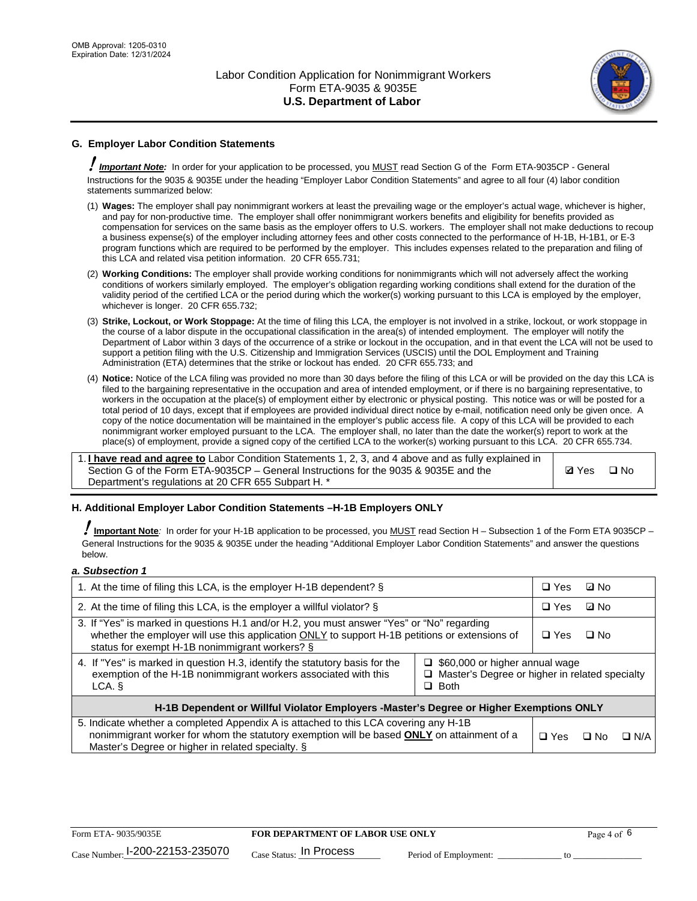## G. Employer Labor Condition Statements

! ***Important Note:*** In order for your application to be processed, you MUST read Section G of the Form ETA-9035CP - General Instructions for the 9035 & 9035E under the heading "Employer Labor Condition Statements" and agree to all four (4) labor condition statements summarized below:

(1) **Wages:** The employer shall pay nonimmigrant workers at least the prevailing wage or the employer's actual wage, whichever is higher, and pay for non-productive time. The employer shall offer nonimmigrant workers benefits and eligibility for benefits provided as compensation for services on the same basis as the employer offers to U.S. workers. The employer shall not make deductions to recoup a business expense(s) of the employer including attorney fees and other costs connected to the performance of H-1B, H-1B1, or E-3 program functions which are required to be performed by the employer. This includes expenses related to the preparation and filing of this LCA and related visa petition information. 20 CFR 655.731;

(2) **Working Conditions:** The employer shall provide working conditions for nonimmigrants which will not adversely affect the working conditions of workers similarly employed. The employer's obligation regarding working conditions shall extend for the duration of the validity period of the certified LCA or the period during which the worker(s) working pursuant to this LCA is employed by the employer, whichever is longer. 20 CFR 655.732;

(3) **Strike, Lockout, or Work Stoppage:** At the time of filing this LCA, the employer is not involved in a strike, lockout, or work stoppage in the course of a labor dispute in the occupational classification in the area(s) of intended employment. The employer will notify the Department of Labor within 3 days of the occurrence of a strike or lockout in the occupation, and in that event the LCA will not be used to support a petition filing with the U.S. Citizenship and Immigration Services (USCIS) until the DOL Employment and Training Administration (ETA) determines that the strike or lockout has ended. 20 CFR 655.733; and

(4) **Notice:** Notice of the LCA filing was provided no more than 30 days before the filing of this LCA or will be provided on the day this LCA is filed to the bargaining representative in the occupation and area of intended employment, or if there is no bargaining representative, to workers in the occupation at the place(s) of employment either by electronic or physical posting. This notice was or will be posted for a total period of 10 days, except that if employees are provided individual direct notice by e-mail, notification need only be given once. A copy of the notice documentation will be maintained in the employer's public access file. A copy of this LCA will be provided to each nonimmigrant worker employed pursuant to the LCA. The employer shall, no later than the date the worker(s) report to work at the place(s) of employment, provide a signed copy of the certified LCA to the worker(s) working pursuant to this LCA. 20 CFR 655.734.

| | |
|---|---|
| 1. **I have read and agree to** Labor Condition Statements 1, 2, 3, and 4 above and as fully explained in Section G of the Form ETA-9035CP – General Instructions for the 9035 & 9035E and the Department's regulations at 20 CFR 655 Subpart H. * | ☑ Yes ☐ No |

## H. Additional Employer Labor Condition Statements –H-1B Employers ONLY

! **Important Note***:* In order for your H-1B application to be processed, you MUST read Section H – Subsection 1 of the Form ETA 9035CP – General Instructions for the 9035 & 9035E under the heading "Additional Employer Labor Condition Statements" and answer the questions below.

***a. Subsection 1***

| | |
|---|---|
| 1. At the time of filing this LCA, is the employer H-1B dependent? § | ☐ Yes ☑ No |
| 2. At the time of filing this LCA, is the employer a willful violator? § | ☐ Yes ☑ No |
| 3. If "Yes" is marked in questions H.1 and/or H.2, you must answer "Yes" or "No" regarding whether the employer will use this application ONLY to support H-1B petitions or extensions of status for exempt H-1B nonimmigrant workers? § | ☐ Yes ☐ No |
| 4. If "Yes" is marked in question H.3, identify the statutory basis for the exemption of the H-1B nonimmigrant workers associated with this LCA. § | ☐ $60,000 or higher annual wage<br>☐ Master's Degree or higher in related specialty<br>☐ Both |
| **H-1B Dependent or Willful Violator Employers -Master's Degree or Higher Exemptions ONLY** | |
| 5. Indicate whether a completed Appendix A is attached to this LCA covering any H-1B nonimmigrant worker for whom the statutory exemption will be based **ONLY** on attainment of a Master's Degree or higher in related specialty. § | ☐ Yes ☐ No ☐ N/A |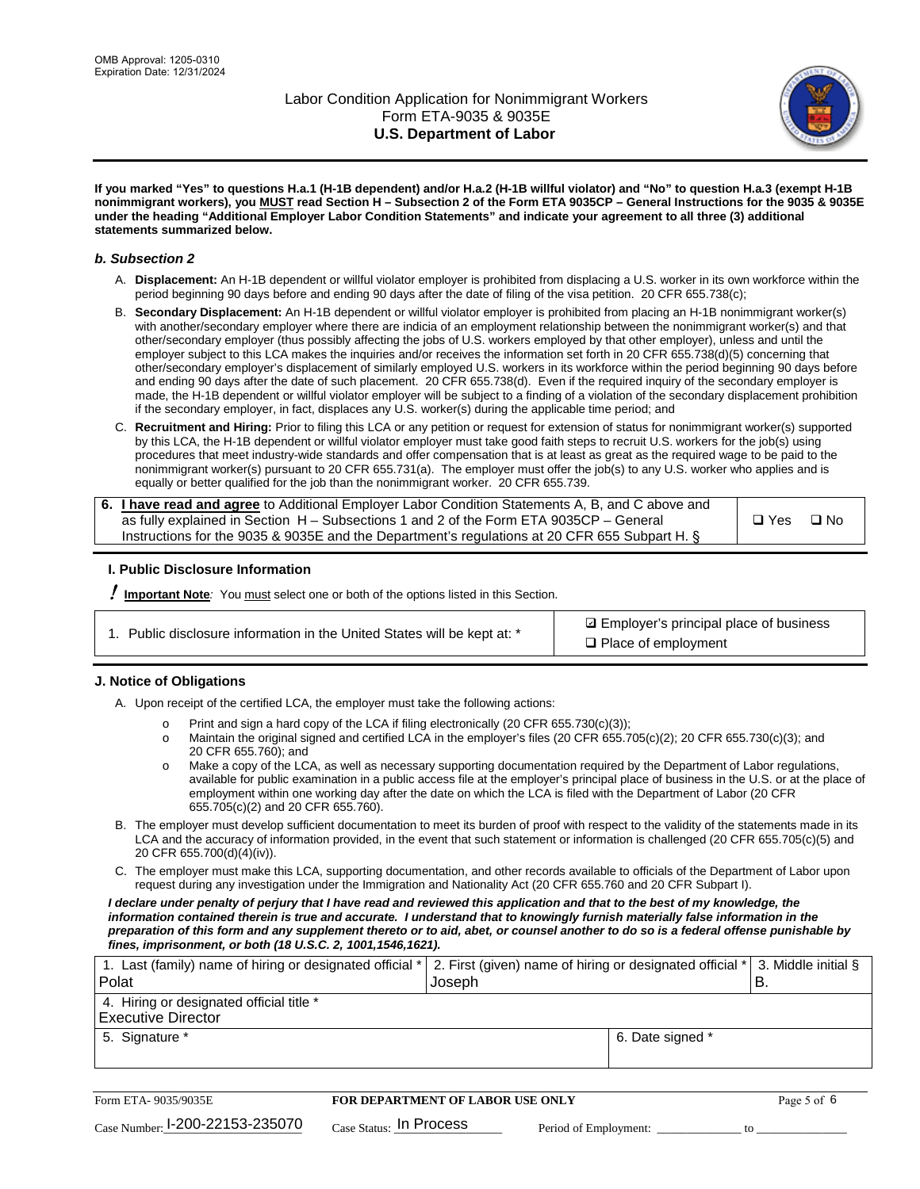**If you marked "Yes" to questions H.a.1 (H-1B dependent) and/or H.a.2 (H-1B willful violator) and "No" to question H.a.3 (exempt H-1B nonimmigrant workers), you MUST read Section H – Subsection 2 of the Form ETA 9035CP – General Instructions for the 9035 & 9035E under the heading "Additional Employer Labor Condition Statements" and indicate your agreement to all three (3) additional statements summarized below.**

### *b. Subsection 2*

A. **Displacement:** An H-1B dependent or willful violator employer is prohibited from displacing a U.S. worker in its own workforce within the period beginning 90 days before and ending 90 days after the date of filing of the visa petition. 20 CFR 655.738(c);

B. **Secondary Displacement:** An H-1B dependent or willful violator employer is prohibited from placing an H-1B nonimmigrant worker(s) with another/secondary employer where there are indicia of an employment relationship between the nonimmigrant worker(s) and that other/secondary employer (thus possibly affecting the jobs of U.S. workers employed by that other employer), unless and until the employer subject to this LCA makes the inquiries and/or receives the information set forth in 20 CFR 655.738(d)(5) concerning that other/secondary employer's displacement of similarly employed U.S. workers in its workforce within the period beginning 90 days before and ending 90 days after the date of such placement. 20 CFR 655.738(d). Even if the required inquiry of the secondary employer is made, the H-1B dependent or willful violator employer will be subject to a finding of a violation of the secondary displacement prohibition if the secondary employer, in fact, displaces any U.S. worker(s) during the applicable time period; and

C. **Recruitment and Hiring:** Prior to filing this LCA or any petition or request for extension of status for nonimmigrant worker(s) supported by this LCA, the H-1B dependent or willful violator employer must take good faith steps to recruit U.S. workers for the job(s) using procedures that meet industry-wide standards and offer compensation that is at least as great as the required wage to be paid to the nonimmigrant worker(s) pursuant to 20 CFR 655.731(a). The employer must offer the job(s) to any U.S. worker who applies and is equally or better qualified for the job than the nonimmigrant worker. 20 CFR 655.739.

| 6. **I have read and agree** to Additional Employer Labor Condition Statements A, B, and C above and as fully explained in Section H – Subsections 1 and 2 of the Form ETA 9035CP – General Instructions for the 9035 & 9035E and the Department's regulations at 20 CFR 655 Subpart H. § | ❑ Yes ❑ No |
|---|---|

## I. Public Disclosure Information

**! Important Note**: You must select one or both of the options listed in this Section.

| 1. Public disclosure information in the United States will be kept at: * | ☑ Employer's principal place of business<br>❑ Place of employment |
|---|---|

## J. Notice of Obligations

A. Upon receipt of the certified LCA, the employer must take the following actions:

- o Print and sign a hard copy of the LCA if filing electronically (20 CFR 655.730(c)(3));
- o Maintain the original signed and certified LCA in the employer's files (20 CFR 655.705(c)(2); 20 CFR 655.730(c)(3); and 20 CFR 655.760); and
- o Make a copy of the LCA, as well as necessary supporting documentation required by the Department of Labor regulations, available for public examination in a public access file at the employer's principal place of business in the U.S. or at the place of employment within one working day after the date on which the LCA is filed with the Department of Labor (20 CFR 655.705(c)(2) and 20 CFR 655.760).

B. The employer must develop sufficient documentation to meet its burden of proof with respect to the validity of the statements made in its LCA and the accuracy of information provided, in the event that such statement or information is challenged (20 CFR 655.705(c)(5) and 20 CFR 655.700(d)(4)(iv)).

C. The employer must make this LCA, supporting documentation, and other records available to officials of the Department of Labor upon request during any investigation under the Immigration and Nationality Act (20 CFR 655.760 and 20 CFR Subpart I).

***I declare under penalty of perjury that I have read and reviewed this application and that to the best of my knowledge, the information contained therein is true and accurate. I understand that to knowingly furnish materially false information in the preparation of this form and any supplement thereto or to aid, abet, or counsel another to do so is a federal offense punishable by fines, imprisonment, or both (18 U.S.C. 2, 1001,1546,1621).***

| 1. Last (family) name of hiring or designated official * | 2. First (given) name of hiring or designated official * | 3. Middle initial § |
|---|---|---|
| Polat | Joseph | B. |
| 4. Hiring or designated official title * | | |
| Executive Director | | |
| 5. Signature * | 6. Date signed * | |
| | | |

Form ETA- 9035/9035E | **FOR DEPARTMENT OF LABOR USE ONLY**

Case Number: I-200-22153-235070 Case Status: In Process Period of Employment: _____________ to _____________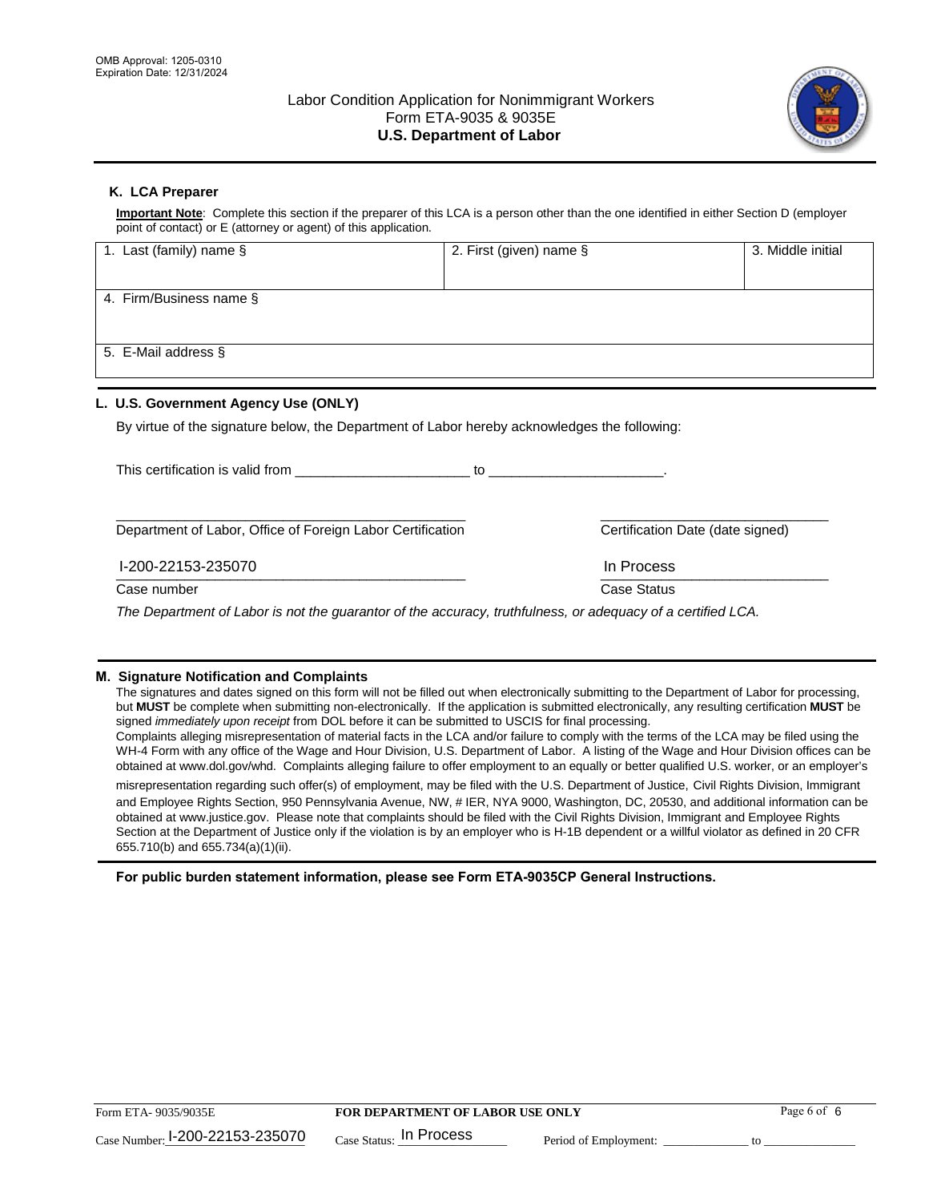OMB Approval: 1205-0310
Expiration Date: 12/31/2024

# Labor Condition Application for Nonimmigrant Workers
Form ETA-9035 & 9035E
**U.S. Department of Labor**

### K. LCA Preparer

**Important Note**: Complete this section if the preparer of this LCA is a person other than the one identified in either Section D (employer point of contact) or E (attorney or agent) of this application.

| 1. Last (family) name § | 2. First (given) name § | 3. Middle initial |
|---|---|---|
| 4. Firm/Business name § | | |
| 5. E-Mail address § | | |

### L. U.S. Government Agency Use (ONLY)

By virtue of the signature below, the Department of Labor hereby acknowledges the following:

This certification is valid from ______________________ to ______________________.

Department of Labor, Office of Foreign Labor Certification

Certification Date (date signed)

I-200-22153-235070
Case number

In Process
Case Status

*The Department of Labor is not the guarantor of the accuracy, truthfulness, or adequacy of a certified LCA.*

### M. Signature Notification and Complaints

The signatures and dates signed on this form will not be filled out when electronically submitting to the Department of Labor for processing, but **MUST** be complete when submitting non-electronically. If the application is submitted electronically, any resulting certification **MUST** be signed *immediately upon receipt* from DOL before it can be submitted to USCIS for final processing.

Complaints alleging misrepresentation of material facts in the LCA and/or failure to comply with the terms of the LCA may be filed using the WH-4 Form with any office of the Wage and Hour Division, U.S. Department of Labor. A listing of the Wage and Hour Division offices can be obtained at www.dol.gov/whd. Complaints alleging failure to offer employment to an equally or better qualified U.S. worker, or an employer's misrepresentation regarding such offer(s) of employment, may be filed with the U.S. Department of Justice, Civil Rights Division, Immigrant and Employee Rights Section, 950 Pennsylvania Avenue, NW, # IER, NYA 9000, Washington, DC, 20530, and additional information can be obtained at www.justice.gov. Please note that complaints should be filed with the Civil Rights Division, Immigrant and Employee Rights Section at the Department of Justice only if the violation is by an employer who is H-1B dependent or a willful violator as defined in 20 CFR 655.710(b) and 655.734(a)(1)(ii).

**For public burden statement information, please see Form ETA-9035CP General Instructions.**

Form ETA- 9035/9035E — **FOR DEPARTMENT OF LABOR USE ONLY**

Case Number: I-200-22153-235070 Case Status: In Process Period of Employment: ______________ to ______________